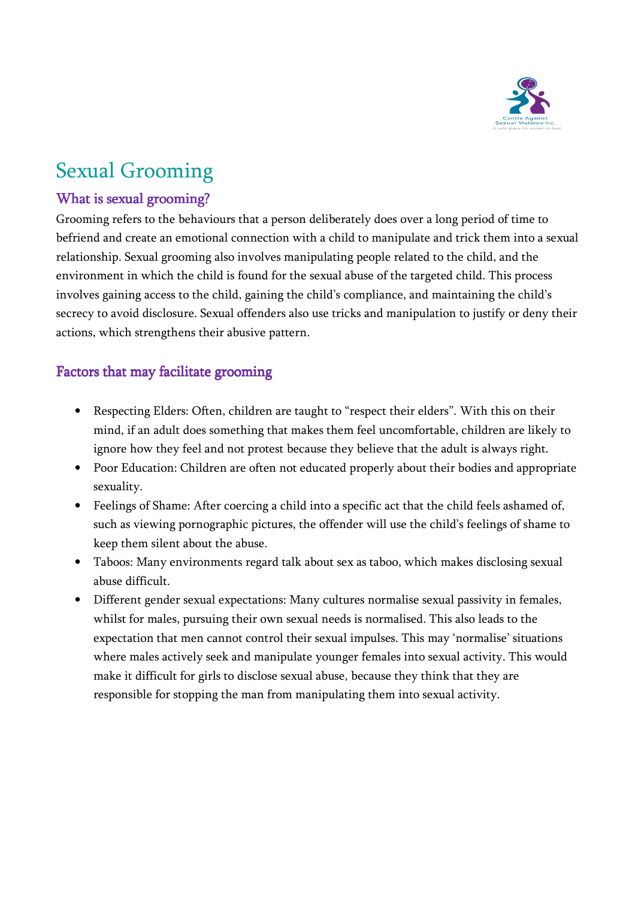# Sexual Grooming

## What is sexual grooming?

Grooming refers to the behaviours that a person deliberately does over a long period of time to befriend and create an emotional connection with a child to manipulate and trick them into a sexual relationship. Sexual grooming also involves manipulating people related to the child, and the environment in which the child is found for the sexual abuse of the targeted child. This process involves gaining access to the child, gaining the child's compliance, and maintaining the child's secrecy to avoid disclosure. Sexual offenders also use tricks and manipulation to justify or deny their actions, which strengthens their abusive pattern.

## Factors that may facilitate grooming

- Respecting Elders: Often, children are taught to "respect their elders". With this on their mind, if an adult does something that makes them feel uncomfortable, children are likely to ignore how they feel and not protest because they believe that the adult is always right.
- Poor Education: Children are often not educated properly about their bodies and appropriate sexuality.
- Feelings of Shame: After coercing a child into a specific act that the child feels ashamed of, such as viewing pornographic pictures, the offender will use the child's feelings of shame to keep them silent about the abuse.
- Taboos: Many environments regard talk about sex as taboo, which makes disclosing sexual abuse difficult.
- Different gender sexual expectations: Many cultures normalise sexual passivity in females, whilst for males, pursuing their own sexual needs is normalised. This also leads to the expectation that men cannot control their sexual impulses. This may 'normalise' situations where males actively seek and manipulate younger females into sexual activity. This would make it difficult for girls to disclose sexual abuse, because they think that they are responsible for stopping the man from manipulating them into sexual activity.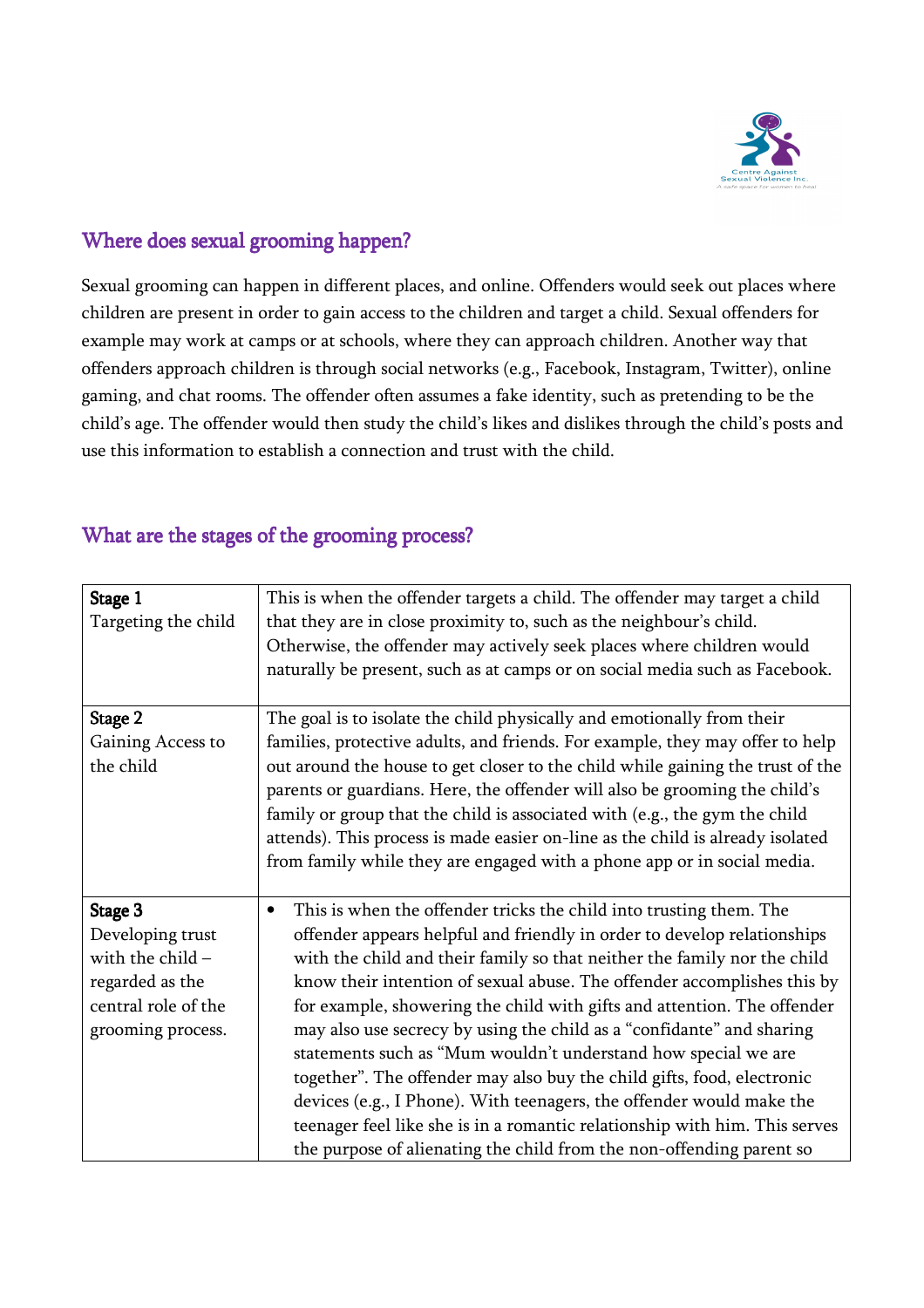## Where does sexual grooming happen?

Sexual grooming can happen in different places, and online. Offenders would seek out places where children are present in order to gain access to the children and target a child. Sexual offenders for example may work at camps or at schools, where they can approach children. Another way that offenders approach children is through social networks (e.g., Facebook, Instagram, Twitter), online gaming, and chat rooms. The offender often assumes a fake identity, such as pretending to be the child's age. The offender would then study the child's likes and dislikes through the child's posts and use this information to establish a connection and trust with the child.

## What are the stages of the grooming process?

| | |
|---|---|
| **Stage 1**<br>Targeting the child | This is when the offender targets a child. The offender may target a child that they are in close proximity to, such as the neighbour's child. Otherwise, the offender may actively seek places where children would naturally be present, such as at camps or on social media such as Facebook. |
| **Stage 2**<br>Gaining Access to the child | The goal is to isolate the child physically and emotionally from their families, protective adults, and friends. For example, they may offer to help out around the house to get closer to the child while gaining the trust of the parents or guardians. Here, the offender will also be grooming the child's family or group that the child is associated with (e.g., the gym the child attends). This process is made easier on-line as the child is already isolated from family while they are engaged with a phone app or in social media. |
| **Stage 3**<br>Developing trust with the child – regarded as the central role of the grooming process. | • This is when the offender tricks the child into trusting them. The offender appears helpful and friendly in order to develop relationships with the child and their family so that neither the family nor the child know their intention of sexual abuse. The offender accomplishes this by for example, showering the child with gifts and attention. The offender may also use secrecy by using the child as a "confidante" and sharing statements such as "Mum wouldn't understand how special we are together". The offender may also buy the child gifts, food, electronic devices (e.g., I Phone). With teenagers, the offender would make the teenager feel like she is in a romantic relationship with him. This serves the purpose of alienating the child from the non-offending parent so |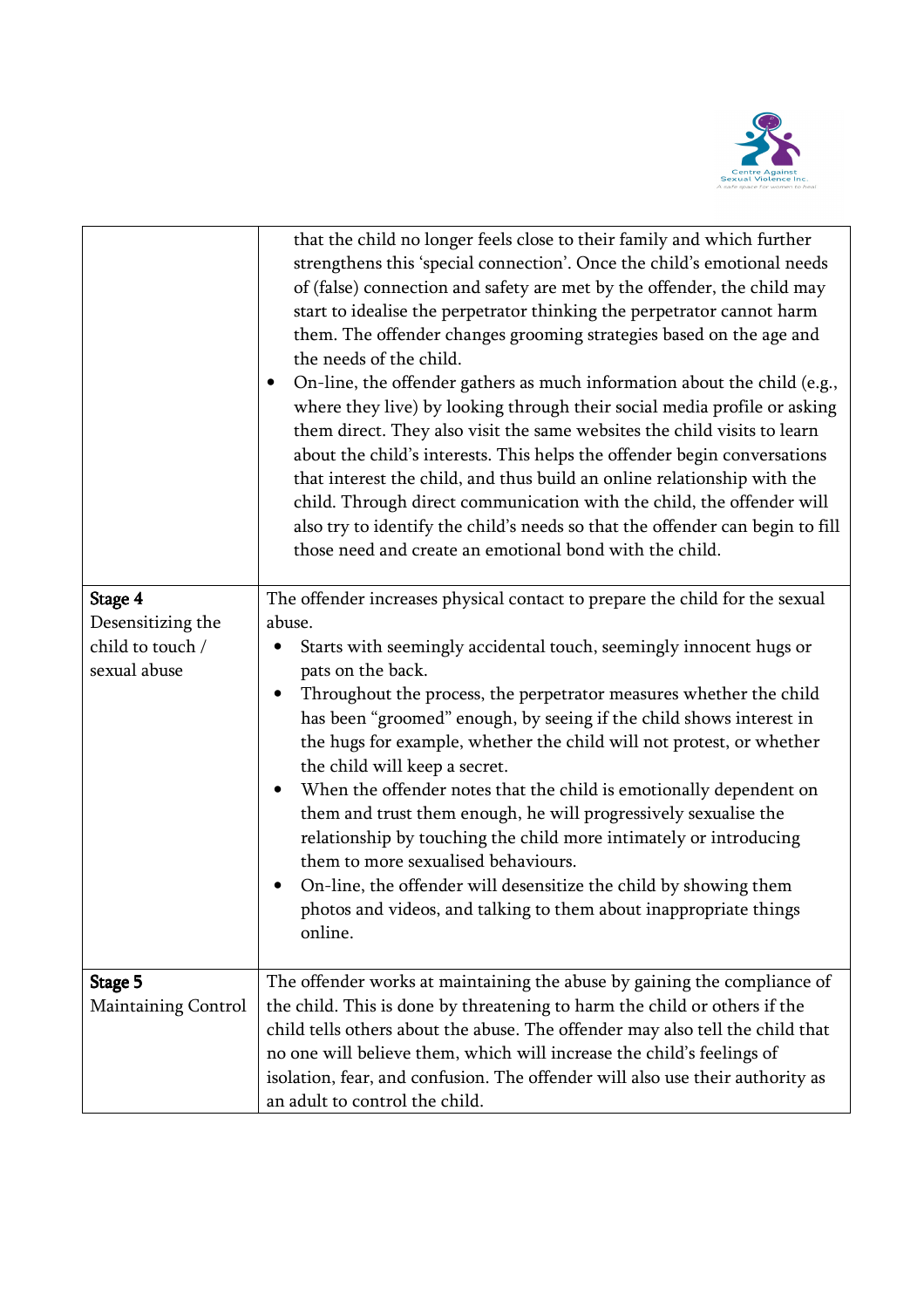| | |
|---|---|
| | that the child no longer feels close to their family and which further strengthens this 'special connection'. Once the child's emotional needs of (false) connection and safety are met by the offender, the child may start to idealise the perpetrator thinking the perpetrator cannot harm them. The offender changes grooming strategies based on the age and the needs of the child.<br>• On-line, the offender gathers as much information about the child (e.g., where they live) by looking through their social media profile or asking them direct. They also visit the same websites the child visits to learn about the child's interests. This helps the offender begin conversations that interest the child, and thus build an online relationship with the child. Through direct communication with the child, the offender will also try to identify the child's needs so that the offender can begin to fill those need and create an emotional bond with the child. |
| **Stage 4**<br>Desensitizing the child to touch / sexual abuse | The offender increases physical contact to prepare the child for the sexual abuse.<br>• Starts with seemingly accidental touch, seemingly innocent hugs or pats on the back.<br>• Throughout the process, the perpetrator measures whether the child has been "groomed" enough, by seeing if the child shows interest in the hugs for example, whether the child will not protest, or whether the child will keep a secret.<br>• When the offender notes that the child is emotionally dependent on them and trust them enough, he will progressively sexualise the relationship by touching the child more intimately or introducing them to more sexualised behaviours.<br>• On-line, the offender will desensitize the child by showing them photos and videos, and talking to them about inappropriate things online. |
| **Stage 5**<br>Maintaining Control | The offender works at maintaining the abuse by gaining the compliance of the child. This is done by threatening to harm the child or others if the child tells others about the abuse. The offender may also tell the child that no one will believe them, which will increase the child's feelings of isolation, fear, and confusion. The offender will also use their authority as an adult to control the child. |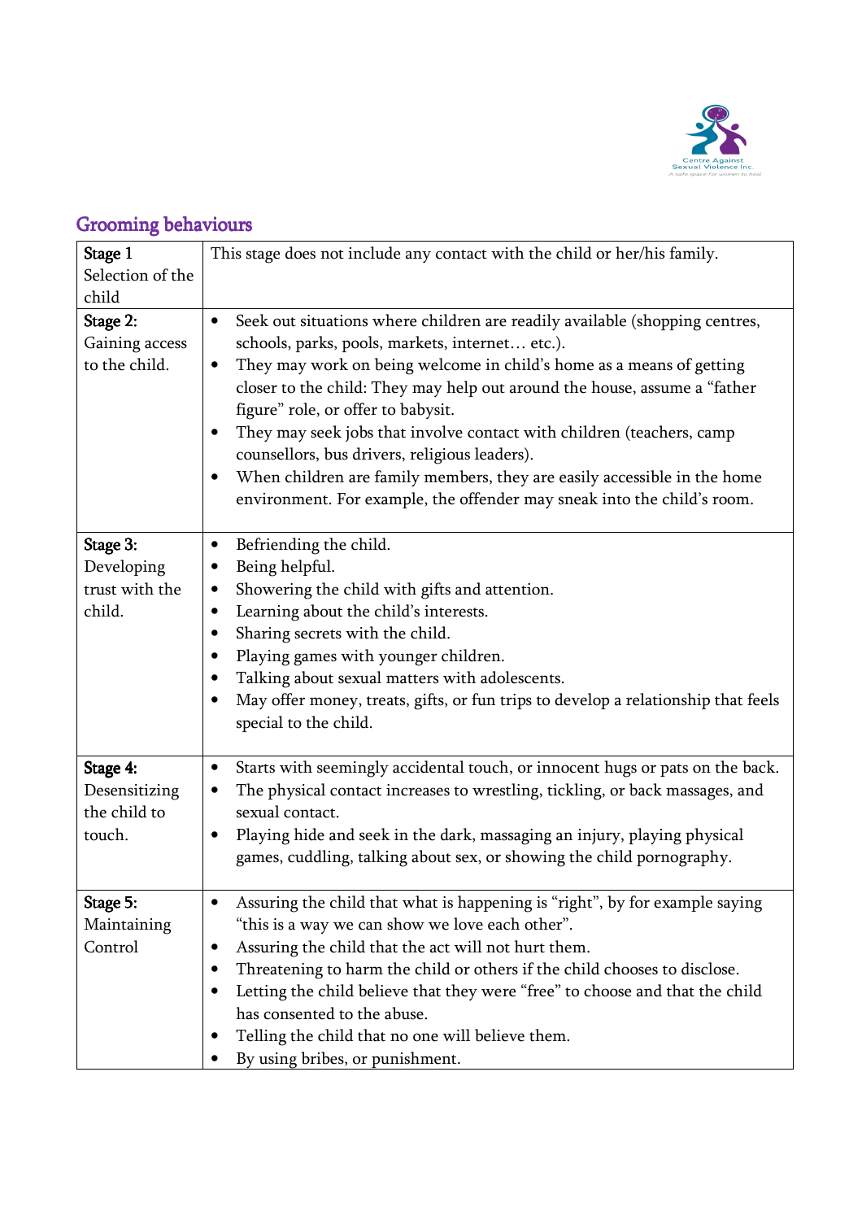## Grooming behaviours

| | |
|---|---|
| **Stage 1** Selection of the child | This stage does not include any contact with the child or her/his family. |
| **Stage 2:** Gaining access to the child. | • Seek out situations where children are readily available (shopping centres, schools, parks, pools, markets, internet… etc.).<br>• They may work on being welcome in child's home as a means of getting closer to the child: They may help out around the house, assume a "father figure" role, or offer to babysit.<br>• They may seek jobs that involve contact with children (teachers, camp counsellors, bus drivers, religious leaders).<br>• When children are family members, they are easily accessible in the home environment. For example, the offender may sneak into the child's room. |
| **Stage 3:** Developing trust with the child. | • Befriending the child.<br>• Being helpful.<br>• Showering the child with gifts and attention.<br>• Learning about the child's interests.<br>• Sharing secrets with the child.<br>• Playing games with younger children.<br>• Talking about sexual matters with adolescents.<br>• May offer money, treats, gifts, or fun trips to develop a relationship that feels special to the child. |
| **Stage 4:** Desensitizing the child to touch. | • Starts with seemingly accidental touch, or innocent hugs or pats on the back.<br>• The physical contact increases to wrestling, tickling, or back massages, and sexual contact.<br>• Playing hide and seek in the dark, massaging an injury, playing physical games, cuddling, talking about sex, or showing the child pornography. |
| **Stage 5:** Maintaining Control | • Assuring the child that what is happening is "right", by for example saying "this is a way we can show we love each other".<br>• Assuring the child that the act will not hurt them.<br>• Threatening to harm the child or others if the child chooses to disclose.<br>• Letting the child believe that they were "free" to choose and that the child has consented to the abuse.<br>• Telling the child that no one will believe them.<br>• By using bribes, or punishment. |